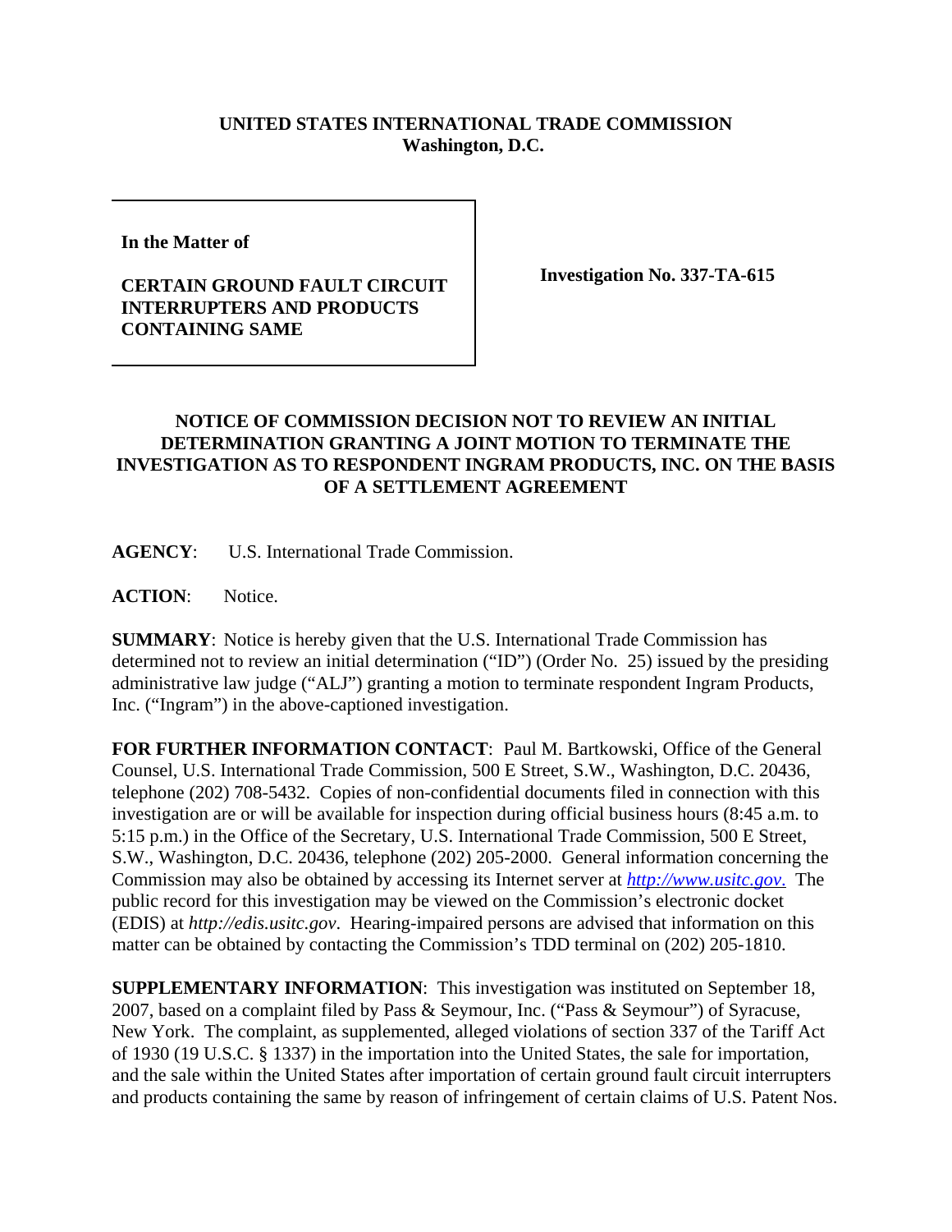**UNITED STATES INTERNATIONAL TRADE COMMISSION**
**Washington, D.C.**

| **In the Matter of**<br><br>**CERTAIN GROUND FAULT CIRCUIT INTERRUPTERS AND PRODUCTS CONTAINING SAME** | **Investigation No. 337-TA-615** |
|---|---|

## NOTICE OF COMMISSION DECISION NOT TO REVIEW AN INITIAL DETERMINATION GRANTING A JOINT MOTION TO TERMINATE THE INVESTIGATION AS TO RESPONDENT INGRAM PRODUCTS, INC. ON THE BASIS OF A SETTLEMENT AGREEMENT

**AGENCY**: U.S. International Trade Commission.

**ACTION**: Notice.

**SUMMARY**: Notice is hereby given that the U.S. International Trade Commission has determined not to review an initial determination ("ID") (Order No. 25) issued by the presiding administrative law judge ("ALJ") granting a motion to terminate respondent Ingram Products, Inc. ("Ingram") in the above-captioned investigation.

**FOR FURTHER INFORMATION CONTACT**: Paul M. Bartkowski, Office of the General Counsel, U.S. International Trade Commission, 500 E Street, S.W., Washington, D.C. 20436, telephone (202) 708-5432. Copies of non-confidential documents filed in connection with this investigation are or will be available for inspection during official business hours (8:45 a.m. to 5:15 p.m.) in the Office of the Secretary, U.S. International Trade Commission, 500 E Street, S.W., Washington, D.C. 20436, telephone (202) 205-2000. General information concerning the Commission may also be obtained by accessing its Internet server at *http://www.usitc.gov*. The public record for this investigation may be viewed on the Commission's electronic docket (EDIS) at *http://edis.usitc.gov*. Hearing-impaired persons are advised that information on this matter can be obtained by contacting the Commission's TDD terminal on (202) 205-1810.

**SUPPLEMENTARY INFORMATION**: This investigation was instituted on September 18, 2007, based on a complaint filed by Pass & Seymour, Inc. ("Pass & Seymour") of Syracuse, New York. The complaint, as supplemented, alleged violations of section 337 of the Tariff Act of 1930 (19 U.S.C. § 1337) in the importation into the United States, the sale for importation, and the sale within the United States after importation of certain ground fault circuit interrupters and products containing the same by reason of infringement of certain claims of U.S. Patent Nos.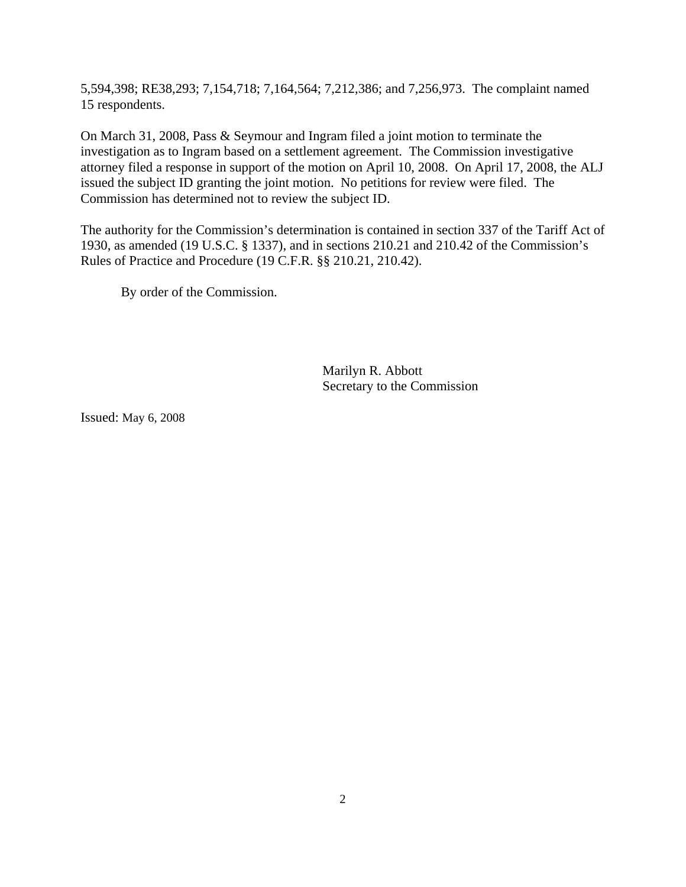5,594,398; RE38,293; 7,154,718; 7,164,564; 7,212,386; and 7,256,973. The complaint named 15 respondents.

On March 31, 2008, Pass & Seymour and Ingram filed a joint motion to terminate the investigation as to Ingram based on a settlement agreement. The Commission investigative attorney filed a response in support of the motion on April 10, 2008. On April 17, 2008, the ALJ issued the subject ID granting the joint motion. No petitions for review were filed. The Commission has determined not to review the subject ID.

The authority for the Commission's determination is contained in section 337 of the Tariff Act of 1930, as amended (19 U.S.C. § 1337), and in sections 210.21 and 210.42 of the Commission's Rules of Practice and Procedure (19 C.F.R. §§ 210.21, 210.42).

By order of the Commission.

Marilyn R. Abbott
Secretary to the Commission

Issued: May 6, 2008